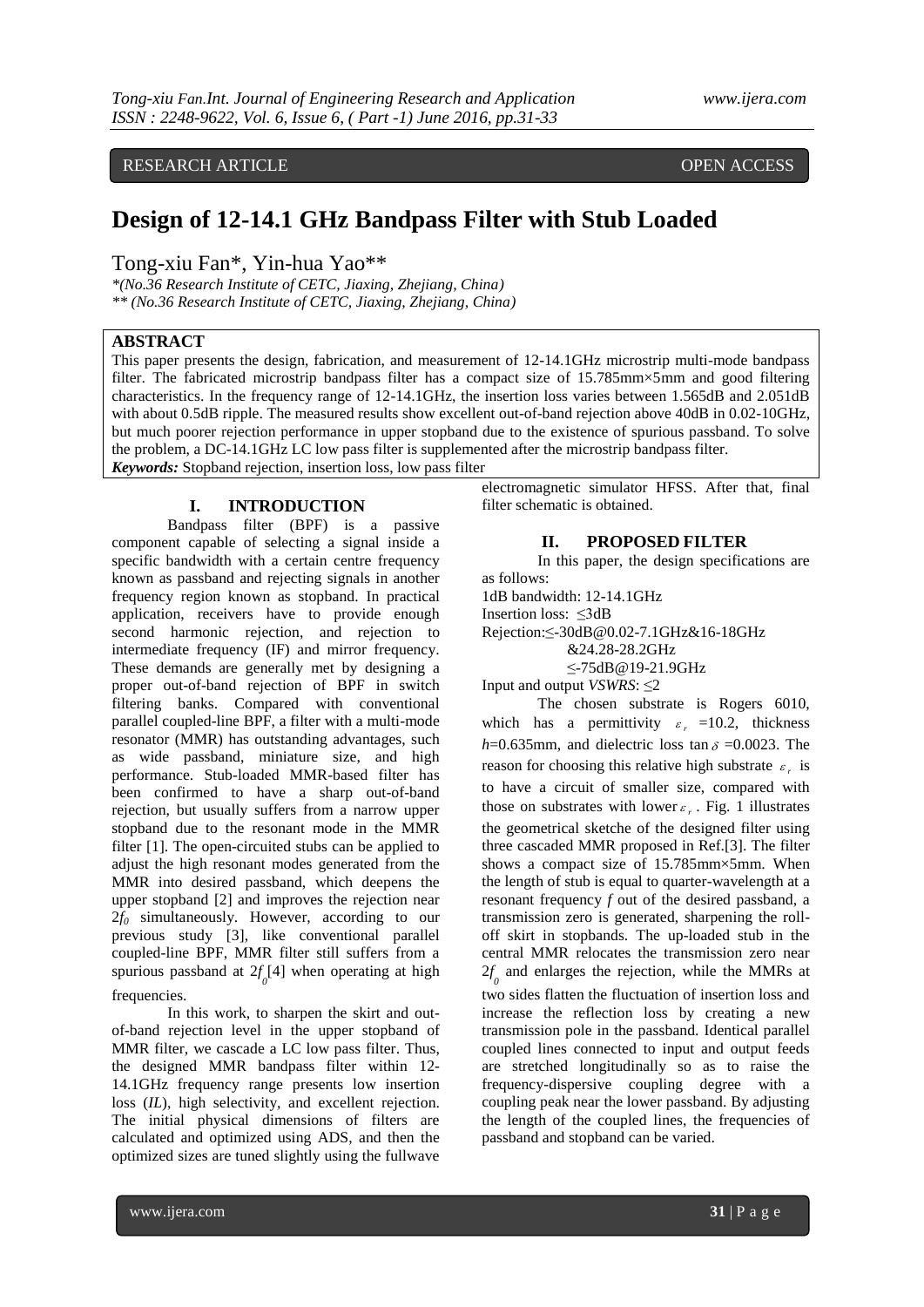RESEARCH ARTICLE OPEN ACCESS

# Design of 12-14.1 GHz Bandpass Filter with Stub Loaded

Tong-xiu Fan*, Yin-hua Yao**

*(No.36 Research Institute of CETC, Jiaxing, Zhejiang, China)
** (No.36 Research Institute of CETC, Jiaxing, Zhejiang, China)

## ABSTRACT

This paper presents the design, fabrication, and measurement of 12-14.1GHz microstrip multi-mode bandpass filter. The fabricated microstrip bandpass filter has a compact size of 15.785mm×5mm and good filtering characteristics. In the frequency range of 12-14.1GHz, the insertion loss varies between 1.565dB and 2.051dB with about 0.5dB ripple. The measured results show excellent out-of-band rejection above 40dB in 0.02-10GHz, but much poorer rejection performance in upper stopband due to the existence of spurious passband. To solve the problem, a DC-14.1GHz LC low pass filter is supplemented after the microstrip bandpass filter.

***Keywords:*** Stopband rejection, insertion loss, low pass filter

## I. INTRODUCTION

Bandpass filter (BPF) is a passive component capable of selecting a signal inside a specific bandwidth with a certain centre frequency known as passband and rejecting signals in another frequency region known as stopband. In practical application, receivers have to provide enough second harmonic rejection, and rejection to intermediate frequency (IF) and mirror frequency. These demands are generally met by designing a proper out-of-band rejection of BPF in switch filtering banks. Compared with conventional parallel coupled-line BPF, a filter with a multi-mode resonator (MMR) has outstanding advantages, such as wide passband, miniature size, and high performance. Stub-loaded MMR-based filter has been confirmed to have a sharp out-of-band rejection, but usually suffers from a narrow upper stopband due to the resonant mode in the MMR filter [1]. The open-circuited stubs can be applied to adjust the high resonant modes generated from the MMR into desired passband, which deepens the upper stopband [2] and improves the rejection near $2f_0$ simultaneously. However, according to our previous study [3], like conventional parallel coupled-line BPF, MMR filter still suffers from a spurious passband at $2f_0$[4] when operating at high frequencies.

In this work, to sharpen the skirt and out-of-band rejection level in the upper stopband of MMR filter, we cascade a LC low pass filter. Thus, the designed MMR bandpass filter within 12-14.1GHz frequency range presents low insertion loss (*IL*), high selectivity, and excellent rejection. The initial physical dimensions of filters are calculated and optimized using ADS, and then the optimized sizes are tuned slightly using the fullwave electromagnetic simulator HFSS. After that, final filter schematic is obtained.

## II. PROPOSED FILTER

In this paper, the design specifications are as follows:

1dB bandwidth: 12-14.1GHz
Insertion loss: ≤3dB
Rejection:≤-30dB@0.02-7.1GHz&16-18GHz
&24.28-28.2GHz
≤-75dB@19-21.9GHz
Input and output *VSWRS*: ≤2

The chosen substrate is Rogers 6010, which has a permittivity $\varepsilon_r$ =10.2, thickness $h$=0.635mm, and dielectric loss $\tan\delta$ =0.0023. The reason for choosing this relative high substrate $\varepsilon_r$ is to have a circuit of smaller size, compared with those on substrates with lower $\varepsilon_r$. Fig. 1 illustrates the geometrical sketche of the designed filter using three cascaded MMR proposed in Ref.[3]. The filter shows a compact size of 15.785mm×5mm. When the length of stub is equal to quarter-wavelength at a resonant frequency $f$ out of the desired passband, a transmission zero is generated, sharpening the roll-off skirt in stopbands. The up-loaded stub in the central MMR relocates the transmission zero near $2f_0$ and enlarges the rejection, while the MMRs at two sides flatten the fluctuation of insertion loss and increase the reflection loss by creating a new transmission pole in the passband. Identical parallel coupled lines connected to input and output feeds are stretched longitudinally so as to raise the frequency-dispersive coupling degree with a coupling peak near the lower passband. By adjusting the length of the coupled lines, the frequencies of passband and stopband can be varied.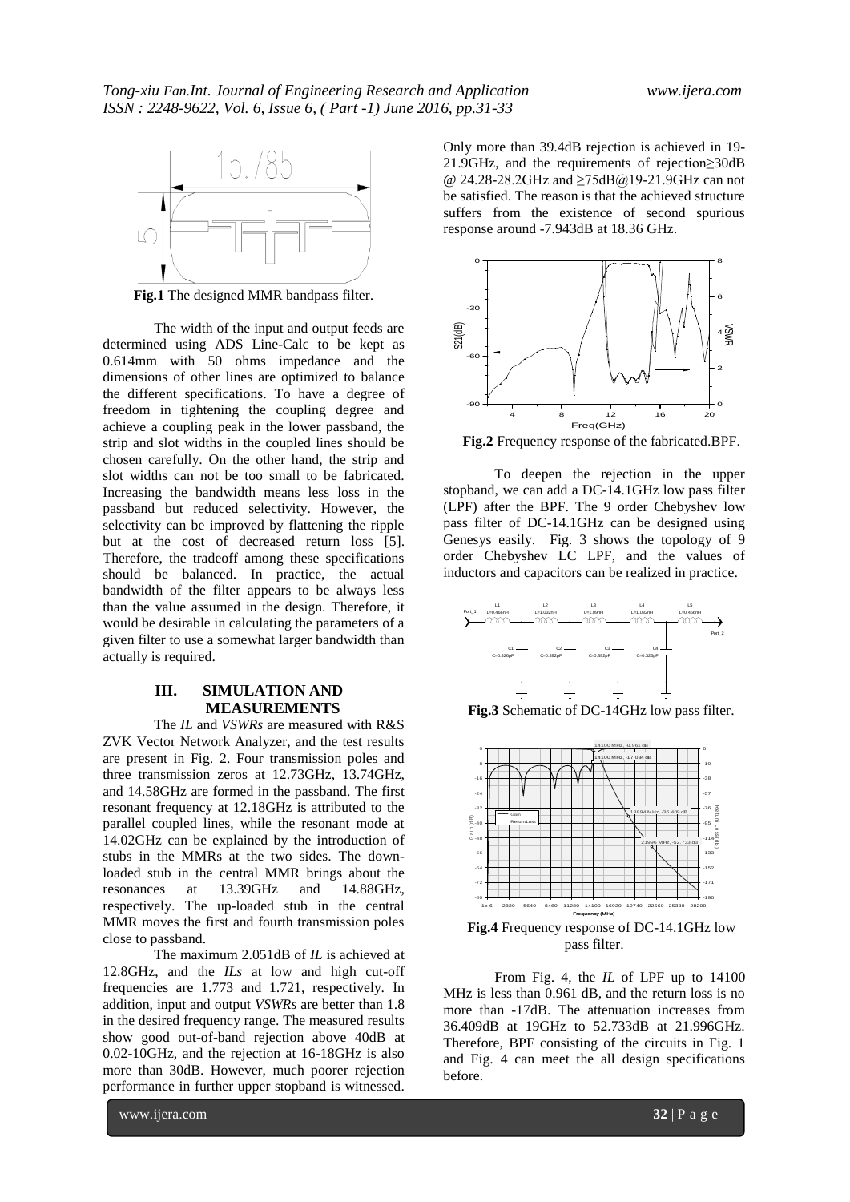**Fig.1** The designed MMR bandpass filter.

The width of the input and output feeds are determined using ADS Line-Calc to be kept as 0.614mm with 50 ohms impedance and the dimensions of other lines are optimized to balance the different specifications. To have a degree of freedom in tightening the coupling degree and achieve a coupling peak in the lower passband, the strip and slot widths in the coupled lines should be chosen carefully. On the other hand, the strip and slot widths can not be too small to be fabricated. Increasing the bandwidth means less loss in the passband but reduced selectivity. However, the selectivity can be improved by flattening the ripple but at the cost of decreased return loss [5]. Therefore, the tradeoff among these specifications should be balanced. In practice, the actual bandwidth of the filter appears to be always less than the value assumed in the design. Therefore, it would be desirable in calculating the parameters of a given filter to use a somewhat larger bandwidth than actually is required.

## III. SIMULATION AND MEASUREMENTS

The *IL* and *VSWRs* are measured with R&S ZVK Vector Network Analyzer, and the test results are present in Fig. 2. Four transmission poles and three transmission zeros at 12.73GHz, 13.74GHz, and 14.58GHz are formed in the passband. The first resonant frequency at 12.18GHz is attributed to the parallel coupled lines, while the resonant mode at 14.02GHz can be explained by the introduction of stubs in the MMRs at the two sides. The down-loaded stub in the central MMR brings about the resonances at 13.39GHz and 14.88GHz, respectively. The up-loaded stub in the central MMR moves the first and fourth transmission poles close to passband.

The maximum 2.051dB of *IL* is achieved at 12.8GHz, and the *ILs* at low and high cut-off frequencies are 1.773 and 1.721, respectively. In addition, input and output *VSWRs* are better than 1.8 in the desired frequency range. The measured results show good out-of-band rejection above 40dB at 0.02-10GHz, and the rejection at 16-18GHz is also more than 30dB. However, much poorer rejection performance in further upper stopband is witnessed. Only more than 39.4dB rejection is achieved in 19-21.9GHz, and the requirements of rejection≥30dB @ 24.28-28.2GHz and ≥75dB@19-21.9GHz can not be satisfied. The reason is that the achieved structure suffers from the existence of second spurious response around -7.943dB at 18.36 GHz.

**Fig.2** Frequency response of the fabricated.BPF.

To deepen the rejection in the upper stopband, we can add a DC-14.1GHz low pass filter (LPF) after the BPF. The 9 order Chebyshev low pass filter of DC-14.1GHz can be designed using Genesys easily. Fig. 3 shows the topology of 9 order Chebyshev LC LPF, and the values of inductors and capacitors can be realized in practice.

**Fig.3** Schematic of DC-14GHz low pass filter.

**Fig.4** Frequency response of DC-14.1GHz low pass filter.

From Fig. 4, the *IL* of LPF up to 14100 MHz is less than 0.961 dB, and the return loss is no more than -17dB. The attenuation increases from 36.409dB at 19GHz to 52.733dB at 21.996GHz. Therefore, BPF consisting of the circuits in Fig. 1 and Fig. 4 can meet the all design specifications before.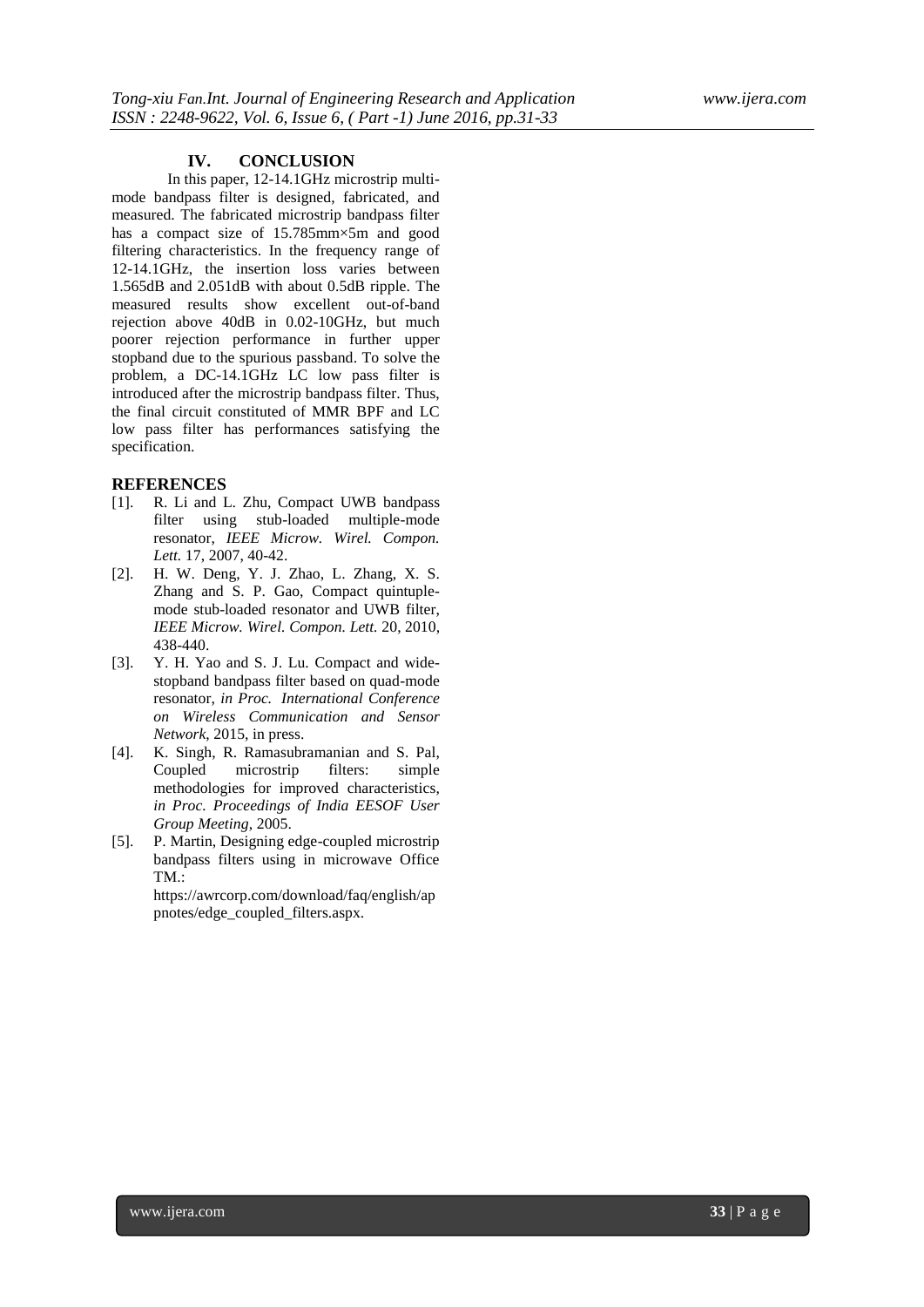## IV. CONCLUSION

In this paper, 12-14.1GHz microstrip multi-mode bandpass filter is designed, fabricated, and measured. The fabricated microstrip bandpass filter has a compact size of 15.785mm×5m and good filtering characteristics. In the frequency range of 12-14.1GHz, the insertion loss varies between 1.565dB and 2.051dB with about 0.5dB ripple. The measured results show excellent out-of-band rejection above 40dB in 0.02-10GHz, but much poorer rejection performance in further upper stopband due to the spurious passband. To solve the problem, a DC-14.1GHz LC low pass filter is introduced after the microstrip bandpass filter. Thus, the final circuit constituted of MMR BPF and LC low pass filter has performances satisfying the specification.

## REFERENCES

[1]. R. Li and L. Zhu, Compact UWB bandpass filter using stub-loaded multiple-mode resonator, *IEEE Microw. Wirel. Compon. Lett.* 17, 2007, 40-42.

[2]. H. W. Deng, Y. J. Zhao, L. Zhang, X. S. Zhang and S. P. Gao, Compact quintuple-mode stub-loaded resonator and UWB filter, *IEEE Microw. Wirel. Compon. Lett.* 20, 2010, 438-440.

[3]. Y. H. Yao and S. J. Lu. Compact and wide-stopband bandpass filter based on quad-mode resonator, *in Proc. International Conference on Wireless Communication and Sensor Network*, 2015, in press.

[4]. K. Singh, R. Ramasubramanian and S. Pal, Coupled microstrip filters: simple methodologies for improved characteristics, *in Proc. Proceedings of India EESOF User Group Meeting*, 2005.

[5]. P. Martin, Designing edge-coupled microstrip bandpass filters using in microwave Office TM.: https://awrcorp.com/download/faq/english/appnotes/edge_coupled_filters.aspx.